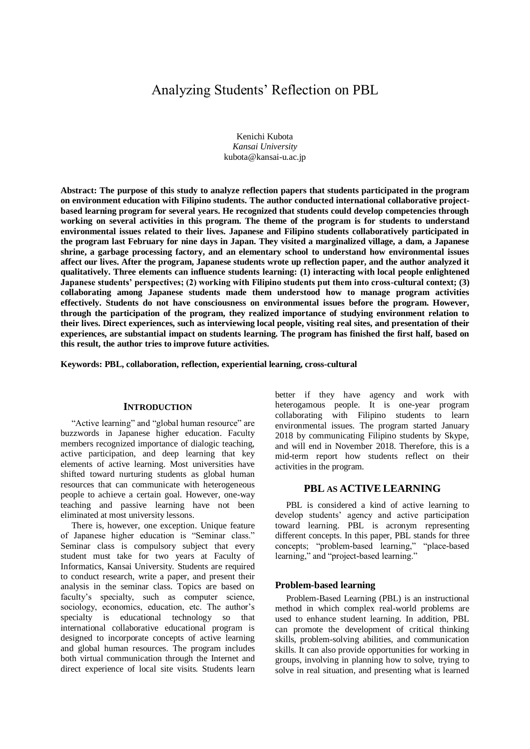# Analyzing Students' Reflection on PBL

Kenichi Kubota
*Kansai University*
kubota@kansai-u.ac.jp

**Abstract: The purpose of this study to analyze reflection papers that students participated in the program on environment education with Filipino students. The author conducted international collaborative project-based learning program for several years. He recognized that students could develop competencies through working on several activities in this program. The theme of the program is for students to understand environmental issues related to their lives. Japanese and Filipino students collaboratively participated in the program last February for nine days in Japan. They visited a marginalized village, a dam, a Japanese shrine, a garbage processing factory, and an elementary school to understand how environmental issues affect our lives. After the program, Japanese students wrote up reflection paper, and the author analyzed it qualitatively. Three elements can influence students learning: (1) interacting with local people enlightened Japanese students' perspectives; (2) working with Filipino students put them into cross-cultural context; (3) collaborating among Japanese students made them understood how to manage program activities effectively. Students do not have consciousness on environmental issues before the program. However, through the participation of the program, they realized importance of studying environment relation to their lives. Direct experiences, such as interviewing local people, visiting real sites, and presentation of their experiences, are substantial impact on students learning. The program has finished the first half, based on this result, the author tries to improve future activities.**

**Keywords: PBL, collaboration, reflection, experiential learning, cross-cultural**

## INTRODUCTION

"Active learning" and "global human resource" are buzzwords in Japanese higher education. Faculty members recognized importance of dialogic teaching, active participation, and deep learning that key elements of active learning. Most universities have shifted toward nurturing students as global human resources that can communicate with heterogeneous people to achieve a certain goal. However, one-way teaching and passive learning have not been eliminated at most university lessons.

There is, however, one exception. Unique feature of Japanese higher education is "Seminar class." Seminar class is compulsory subject that every student must take for two years at Faculty of Informatics, Kansai University. Students are required to conduct research, write a paper, and present their analysis in the seminar class. Topics are based on faculty's specialty, such as computer science, sociology, economics, education, etc. The author's specialty is educational technology so that international collaborative educational program is designed to incorporate concepts of active learning and global human resources. The program includes both virtual communication through the Internet and direct experience of local site visits. Students learn better if they have agency and work with heterogamous people. It is one-year program collaborating with Filipino students to learn environmental issues. The program started January 2018 by communicating Filipino students by Skype, and will end in November 2018. Therefore, this is a mid-term report how students reflect on their activities in the program.

## PBL AS ACTIVE LEARNING

PBL is considered a kind of active learning to develop students' agency and active participation toward learning. PBL is acronym representing different concepts. In this paper, PBL stands for three concepts; "problem-based learning," "place-based learning," and "project-based learning."

### Problem-based learning

Problem-Based Learning (PBL) is an instructional method in which complex real-world problems are used to enhance student learning. In addition, PBL can promote the development of critical thinking skills, problem-solving abilities, and communication skills. It can also provide opportunities for working in groups, involving in planning how to solve, trying to solve in real situation, and presenting what is learned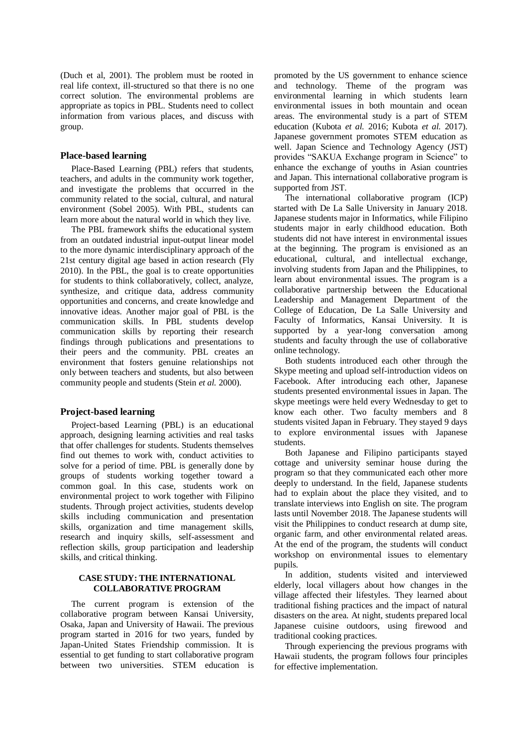(Duch et al, 2001). The problem must be rooted in real life context, ill-structured so that there is no one correct solution. The environmental problems are appropriate as topics in PBL. Students need to collect information from various places, and discuss with group.

## Place-based learning

Place-Based Learning (PBL) refers that students, teachers, and adults in the community work together, and investigate the problems that occurred in the community related to the social, cultural, and natural environment (Sobel 2005). With PBL, students can learn more about the natural world in which they live.

The PBL framework shifts the educational system from an outdated industrial input-output linear model to the more dynamic interdisciplinary approach of the 21st century digital age based in action research (Fly 2010). In the PBL, the goal is to create opportunities for students to think collaboratively, collect, analyze, synthesize, and critique data, address community opportunities and concerns, and create knowledge and innovative ideas. Another major goal of PBL is the communication skills. In PBL students develop communication skills by reporting their research findings through publications and presentations to their peers and the community. PBL creates an environment that fosters genuine relationships not only between teachers and students, but also between community people and students (Stein *et al.* 2000).

## Project-based learning

Project-based Learning (PBL) is an educational approach, designing learning activities and real tasks that offer challenges for students. Students themselves find out themes to work with, conduct activities to solve for a period of time. PBL is generally done by groups of students working together toward a common goal. In this case, students work on environmental project to work together with Filipino students. Through project activities, students develop skills including communication and presentation skills, organization and time management skills, research and inquiry skills, self-assessment and reflection skills, group participation and leadership skills, and critical thinking.

## CASE STUDY: THE INTERNATIONAL COLLABORATIVE PROGRAM

The current program is extension of the collaborative program between Kansai University, Osaka, Japan and University of Hawaii. The previous program started in 2016 for two years, funded by Japan-United States Friendship commission. It is essential to get funding to start collaborative program between two universities. STEM education is promoted by the US government to enhance science and technology. Theme of the program was environmental learning in which students learn environmental issues in both mountain and ocean areas. The environmental study is a part of STEM education (Kubota *et al.* 2016; Kubota *et al.* 2017). Japanese government promotes STEM education as well. Japan Science and Technology Agency (JST) provides "SAKUA Exchange program in Science" to enhance the exchange of youths in Asian countries and Japan. This international collaborative program is supported from JST.

The international collaborative program (ICP) started with De La Salle University in January 2018. Japanese students major in Informatics, while Filipino students major in early childhood education. Both students did not have interest in environmental issues at the beginning. The program is envisioned as an educational, cultural, and intellectual exchange, involving students from Japan and the Philippines, to learn about environmental issues. The program is a collaborative partnership between the Educational Leadership and Management Department of the College of Education, De La Salle University and Faculty of Informatics, Kansai University. It is supported by a year-long conversation among students and faculty through the use of collaborative online technology.

Both students introduced each other through the Skype meeting and upload self-introduction videos on Facebook. After introducing each other, Japanese students presented environmental issues in Japan. The skype meetings were held every Wednesday to get to know each other. Two faculty members and 8 students visited Japan in February. They stayed 9 days to explore environmental issues with Japanese students.

Both Japanese and Filipino participants stayed cottage and university seminar house during the program so that they communicated each other more deeply to understand. In the field, Japanese students had to explain about the place they visited, and to translate interviews into English on site. The program lasts until November 2018. The Japanese students will visit the Philippines to conduct research at dump site, organic farm, and other environmental related areas. At the end of the program, the students will conduct workshop on environmental issues to elementary pupils.

In addition, students visited and interviewed elderly, local villagers about how changes in the village affected their lifestyles. They learned about traditional fishing practices and the impact of natural disasters on the area. At night, students prepared local Japanese cuisine outdoors, using firewood and traditional cooking practices.

Through experiencing the previous programs with Hawaii students, the program follows four principles for effective implementation.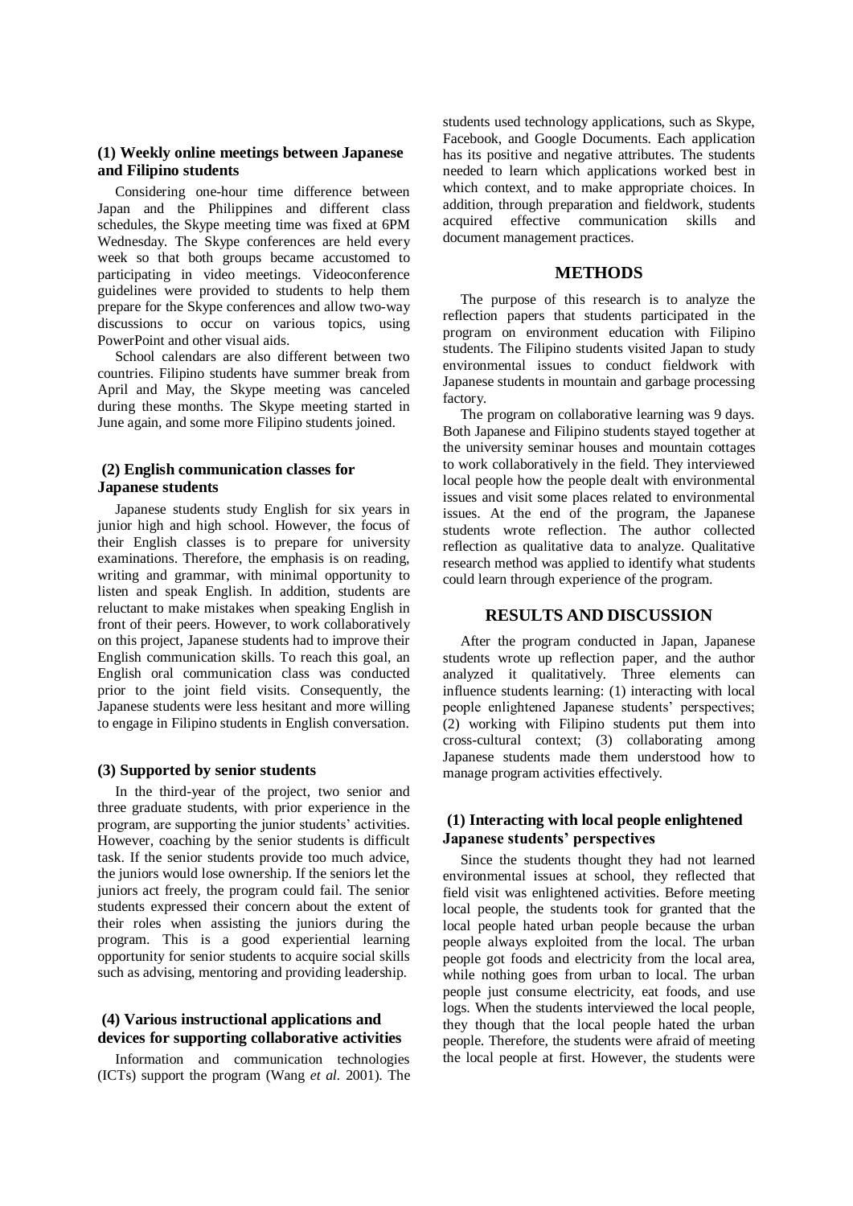### (1) Weekly online meetings between Japanese and Filipino students

Considering one-hour time difference between Japan and the Philippines and different class schedules, the Skype meeting time was fixed at 6PM Wednesday. The Skype conferences are held every week so that both groups became accustomed to participating in video meetings. Videoconference guidelines were provided to students to help them prepare for the Skype conferences and allow two-way discussions to occur on various topics, using PowerPoint and other visual aids.

School calendars are also different between two countries. Filipino students have summer break from April and May, the Skype meeting was canceled during these months. The Skype meeting started in June again, and some more Filipino students joined.

### (2) English communication classes for Japanese students

Japanese students study English for six years in junior high and high school. However, the focus of their English classes is to prepare for university examinations. Therefore, the emphasis is on reading, writing and grammar, with minimal opportunity to listen and speak English. In addition, students are reluctant to make mistakes when speaking English in front of their peers. However, to work collaboratively on this project, Japanese students had to improve their English communication skills. To reach this goal, an English oral communication class was conducted prior to the joint field visits. Consequently, the Japanese students were less hesitant and more willing to engage in Filipino students in English conversation.

### (3) Supported by senior students

In the third-year of the project, two senior and three graduate students, with prior experience in the program, are supporting the junior students' activities. However, coaching by the senior students is difficult task. If the senior students provide too much advice, the juniors would lose ownership. If the seniors let the juniors act freely, the program could fail. The senior students expressed their concern about the extent of their roles when assisting the juniors during the program. This is a good experiential learning opportunity for senior students to acquire social skills such as advising, mentoring and providing leadership.

### (4) Various instructional applications and devices for supporting collaborative activities

Information and communication technologies (ICTs) support the program (Wang *et al.* 2001). The students used technology applications, such as Skype, Facebook, and Google Documents. Each application has its positive and negative attributes. The students needed to learn which applications worked best in which context, and to make appropriate choices. In addition, through preparation and fieldwork, students acquired effective communication skills and document management practices.

## METHODS

The purpose of this research is to analyze the reflection papers that students participated in the program on environment education with Filipino students. The Filipino students visited Japan to study environmental issues to conduct fieldwork with Japanese students in mountain and garbage processing factory.

The program on collaborative learning was 9 days. Both Japanese and Filipino students stayed together at the university seminar houses and mountain cottages to work collaboratively in the field. They interviewed local people how the people dealt with environmental issues and visit some places related to environmental issues. At the end of the program, the Japanese students wrote reflection. The author collected reflection as qualitative data to analyze. Qualitative research method was applied to identify what students could learn through experience of the program.

## RESULTS AND DISCUSSION

After the program conducted in Japan, Japanese students wrote up reflection paper, and the author analyzed it qualitatively. Three elements can influence students learning: (1) interacting with local people enlightened Japanese students' perspectives; (2) working with Filipino students put them into cross-cultural context; (3) collaborating among Japanese students made them understood how to manage program activities effectively.

### (1) Interacting with local people enlightened Japanese students' perspectives

Since the students thought they had not learned environmental issues at school, they reflected that field visit was enlightened activities. Before meeting local people, the students took for granted that the local people hated urban people because the urban people always exploited from the local. The urban people got foods and electricity from the local area, while nothing goes from urban to local. The urban people just consume electricity, eat foods, and use logs. When the students interviewed the local people, they though that the local people hated the urban people. Therefore, the students were afraid of meeting the local people at first. However, the students were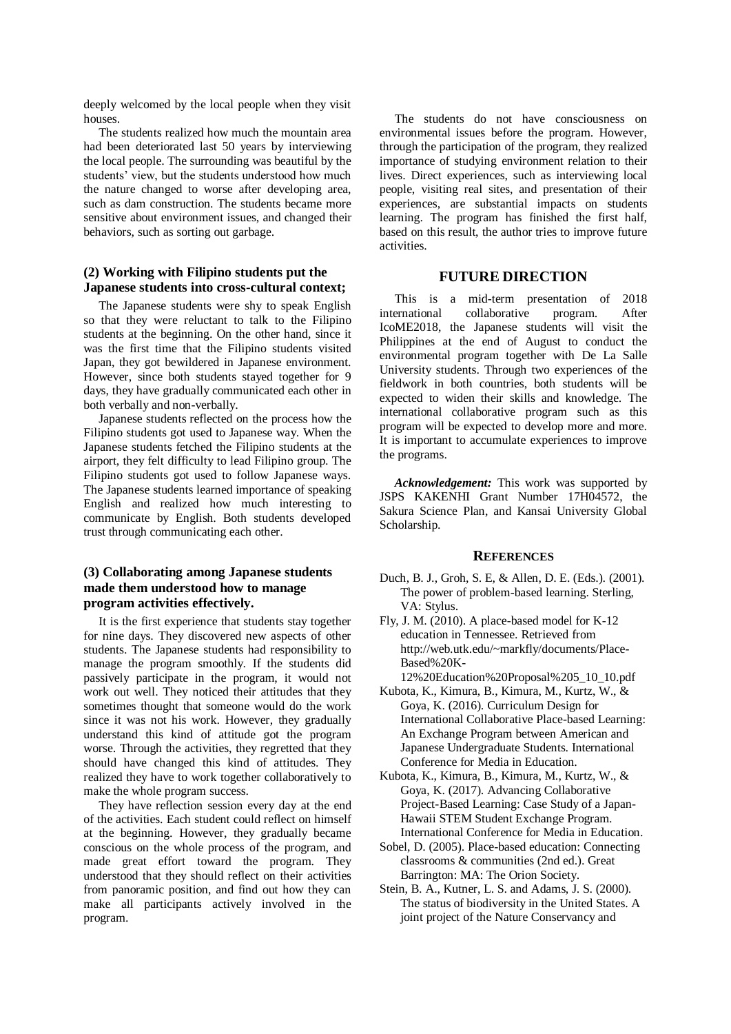deeply welcomed by the local people when they visit houses.

The students realized how much the mountain area had been deteriorated last 50 years by interviewing the local people. The surrounding was beautiful by the students' view, but the students understood how much the nature changed to worse after developing area, such as dam construction. The students became more sensitive about environment issues, and changed their behaviors, such as sorting out garbage.

### (2) Working with Filipino students put the Japanese students into cross-cultural context;

The Japanese students were shy to speak English so that they were reluctant to talk to the Filipino students at the beginning. On the other hand, since it was the first time that the Filipino students visited Japan, they got bewildered in Japanese environment. However, since both students stayed together for 9 days, they have gradually communicated each other in both verbally and non-verbally.

Japanese students reflected on the process how the Filipino students got used to Japanese way. When the Japanese students fetched the Filipino students at the airport, they felt difficulty to lead Filipino group. The Filipino students got used to follow Japanese ways. The Japanese students learned importance of speaking English and realized how much interesting to communicate by English. Both students developed trust through communicating each other.

### (3) Collaborating among Japanese students made them understood how to manage program activities effectively.

It is the first experience that students stay together for nine days. They discovered new aspects of other students. The Japanese students had responsibility to manage the program smoothly. If the students did passively participate in the program, it would not work out well. They noticed their attitudes that they sometimes thought that someone would do the work since it was not his work. However, they gradually understand this kind of attitude got the program worse. Through the activities, they regretted that they should have changed this kind of attitudes. They realized they have to work together collaboratively to make the whole program success.

They have reflection session every day at the end of the activities. Each student could reflect on himself at the beginning. However, they gradually became conscious on the whole process of the program, and made great effort toward the program. They understood that they should reflect on their activities from panoramic position, and find out how they can make all participants actively involved in the program.

The students do not have consciousness on environmental issues before the program. However, through the participation of the program, they realized importance of studying environment relation to their lives. Direct experiences, such as interviewing local people, visiting real sites, and presentation of their experiences, are substantial impacts on students learning. The program has finished the first half, based on this result, the author tries to improve future activities.

## FUTURE DIRECTION

This is a mid-term presentation of 2018 international collaborative program. After IcoME2018, the Japanese students will visit the Philippines at the end of August to conduct the environmental program together with De La Salle University students. Through two experiences of the fieldwork in both countries, both students will be expected to widen their skills and knowledge. The international collaborative program such as this program will be expected to develop more and more. It is important to accumulate experiences to improve the programs.

***Acknowledgement:*** This work was supported by JSPS KAKENHI Grant Number 17H04572, the Sakura Science Plan, and Kansai University Global Scholarship.

## REFERENCES

Duch, B. J., Groh, S. E, & Allen, D. E. (Eds.). (2001). The power of problem-based learning. Sterling, VA: Stylus.

Fly, J. M. (2010). A place-based model for K-12 education in Tennessee. Retrieved from http://web.utk.edu/~markfly/documents/Place-Based%20K-12%20Education%20Proposal%205_10_10.pdf

Kubota, K., Kimura, B., Kimura, M., Kurtz, W., & Goya, K. (2016). Curriculum Design for International Collaborative Place-based Learning: An Exchange Program between American and Japanese Undergraduate Students. International Conference for Media in Education.

Kubota, K., Kimura, B., Kimura, M., Kurtz, W., & Goya, K. (2017). Advancing Collaborative Project-Based Learning: Case Study of a Japan-Hawaii STEM Student Exchange Program. International Conference for Media in Education.

Sobel, D. (2005). Place-based education: Connecting classrooms & communities (2nd ed.). Great Barrington: MA: The Orion Society.

Stein, B. A., Kutner, L. S. and Adams, J. S. (2000). The status of biodiversity in the United States. A joint project of the Nature Conservancy and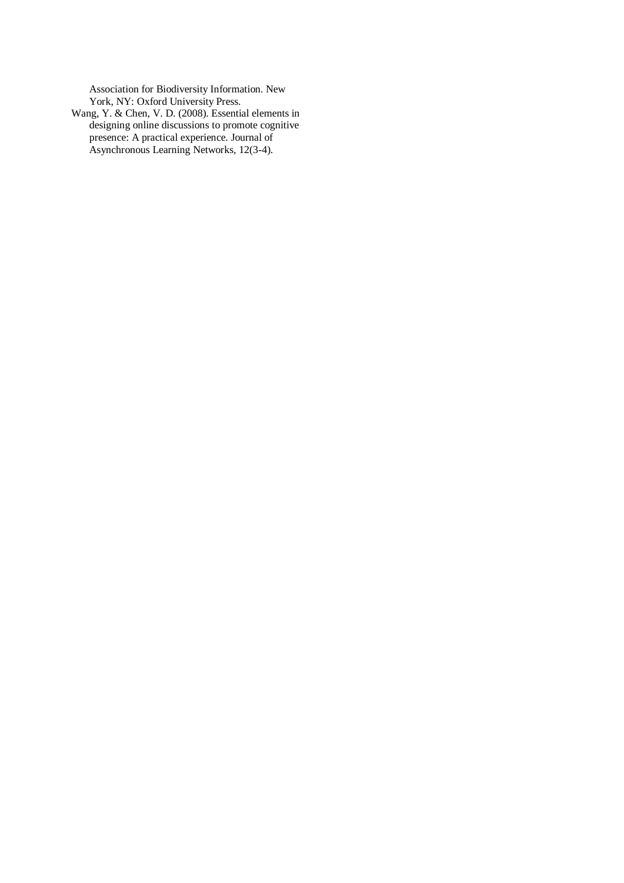Association for Biodiversity Information. New York, NY: Oxford University Press.

Wang, Y. & Chen, V. D. (2008). Essential elements in designing online discussions to promote cognitive presence: A practical experience. Journal of Asynchronous Learning Networks, 12(3-4).